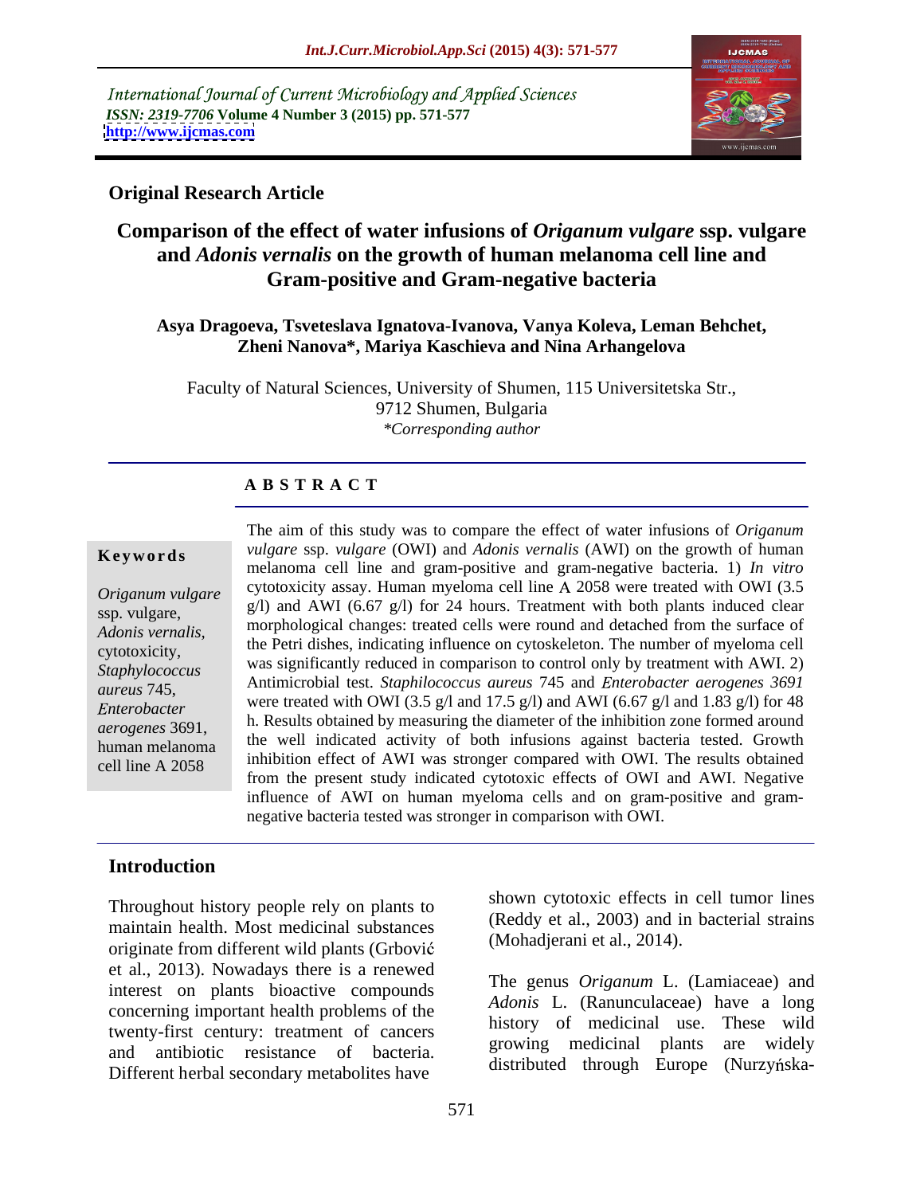International Journal of Current Microbiology and Applied Sciences
*ISSN: 2319-7706* **Volume 4 Number 3 (2015) pp. 571-577**
**http://www.ijcmas.com**

**Original Research Article**

# Comparison of the effect of water infusions of *Origanum vulgare* ssp. vulgare and *Adonis vernalis* on the growth of human melanoma cell line and Gram-positive and Gram-negative bacteria

**Asya Dragoeva, Tsveteslava Ignatova-Ivanova, Vanya Koleva, Leman Behchet, Zheni Nanova\*, Mariya Kaschieva and Nina Arhangelova**

Faculty of Natural Sciences, University of Shumen, 115 Universitetska Str., 9712 Shumen, Bulgaria
*\*Corresponding author*

## A B S T R A C T

**Keywords**

*Origanum vulgare* ssp. vulgare, *Adonis vernalis,* cytotoxicity, *Staphylococcus aureus* 745, *Enterobacter aerogenes* 3691, human melanoma cell line A 2058

The aim of this study was to compare the effect of water infusions of *Origanum vulgare* ssp. *vulgare* (OWI) and *Adonis vernalis* (AWI) on the growth of human melanoma cell line and gram-positive and gram-negative bacteria. 1) *In vitro* cytotoxicity assay. Human myeloma cell line A 2058 were treated with OWI (3.5 g/l) and AWI (6.67 g/l) for 24 hours. Treatment with both plants induced clear morphological changes: treated cells were round and detached from the surface of the Petri dishes, indicating influence on cytoskeleton. The number of myeloma cell was significantly reduced in comparison to control only by treatment with AWI. 2) Antimicrobial test. *Staphilococcus aureus* 745 and *Enterobacter aerogenes 3691* were treated with OWI (3.5 g/l and 17.5 g/l) and AWI (6.67 g/l and 1.83 g/l) for 48 h. Results obtained by measuring the diameter of the inhibition zone formed around the well indicated activity of both infusions against bacteria tested. Growth inhibition effect of AWI was stronger compared with OWI. The results obtained from the present study indicated cytotoxic effects of OWI and AWI. Negative influence of AWI on human myeloma cells and on gram-positive and gram-negative bacteria tested was stronger in comparison with OWI.

## Introduction

Throughout history people rely on plants to maintain health. Most medicinal substances originate from different wild plants (Grbović et al., 2013). Nowadays there is a renewed interest on plants bioactive compounds concerning important health problems of the twenty-first century: treatment of cancers and antibiotic resistance of bacteria. Different herbal secondary metabolites have shown cytotoxic effects in cell tumor lines (Reddy et al., 2003) and in bacterial strains (Mohadjerani et al., 2014).

The genus *Origanum* L. (Lamiaceae) and *Adonis* L. (Ranunculaceae) have a long history of medicinal use. These wild growing medicinal plants are widely distributed through Europe (Nurzyńska-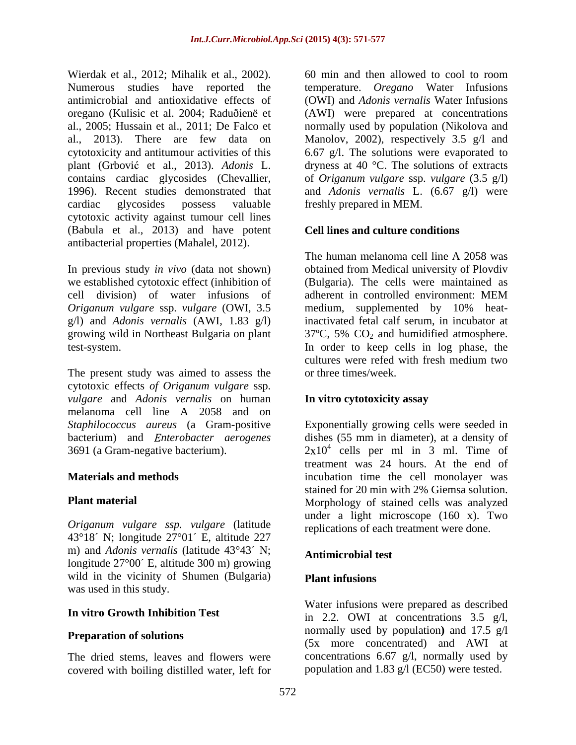Wierdak et al., 2012; Mihalik et al., 2002). Numerous studies have reported the antimicrobial and antioxidative effects of oregano (Kulisic et al. 2004; Raduðienë et al., 2005; Hussain et al., 2011; De Falco et al., 2013). There are few data on cytotoxicity and antitumour activities of this plant (Grbović et al., 2013). *Adonis* L. contains cardiac glycosides (Chevallier, 1996). Recent studies demonstrated that cardiac glycosides possess valuable cytotoxic activity against tumour cell lines (Babula et al., 2013) and have potent antibacterial properties (Mahalel, 2012).

In previous study *in vivo* (data not shown) we established cytotoxic effect (inhibition of cell division) of water infusions of *Origanum vulgare* ssp. *vulgare* (OWI, 3.5 g/l) and *Adonis vernalis* (AWI, 1.83 g/l) growing wild in Northeast Bulgaria on plant test-system.

The present study was aimed to assess the cytotoxic effects *of Origanum vulgare* ssp. *vulgare* and *Adonis vernalis* on human melanoma cell line A 2058 and on *Staphilococcus aureus* (a Gram-positive bacterium) and *Enterobacter aerogenes* 3691 (a Gram-negative bacterium).

## Materials and methods

### Plant material

*Origanum vulgare ssp. vulgare* (latitude 43°18´ N; longitude 27°01´ E, altitude 227 m) and *Adonis vernalis* (latitude 43°43´ N; longitude 27°00´ E, altitude 300 m) growing wild in the vicinity of Shumen (Bulgaria) was used in this study.

### In vitro Growth Inhibition Test

### Preparation of solutions

The dried stems, leaves and flowers were covered with boiling distilled water, left for 60 min and then allowed to cool to room temperature. *Oregano* Water Infusions (OWI) and *Adonis vernalis* Water Infusions (AWI) were prepared at concentrations normally used by population (Nikolova and Manolov, 2002), respectively 3.5 g/l and 6.67 g/l. The solutions were evaporated to dryness at 40 °C. The solutions of extracts of *Origanum vulgare* ssp. *vulgare* (3.5 g/l) and *Adonis vernalis* L. (6.67 g/l) were freshly prepared in MEM.

### Cell lines and culture conditions

The human melanoma cell line A 2058 was obtained from Medical university of Plovdiv (Bulgaria). The cells were maintained as adherent in controlled environment: MEM medium, supplemented by 10% heat-inactivated fetal calf serum, in incubator at 37ºC, 5% $CO_2$ and humidified atmosphere. In order to keep cells in log phase, the cultures were refed with fresh medium two or three times/week.

### In vitro cytotoxicity assay

Exponentially growing cells were seeded in dishes (55 mm in diameter), at a density of $2x10^4$ cells per ml in 3 ml. Time of treatment was 24 hours. At the end of incubation time the cell monolayer was stained for 20 min with 2% Giemsa solution. Morphology of stained cells was analyzed under a light microscope (160 x). Two replications of each treatment were done.

### Antimicrobial test

### Plant infusions

Water infusions were prepared as described in 2.2. OWI at concentrations 3.5 g/l, normally used by population**)** and 17.5 g/l (5x more concentrated) and AWI at concentrations 6.67 g/l, normally used by population and 1.83 g/l (EC50) were tested.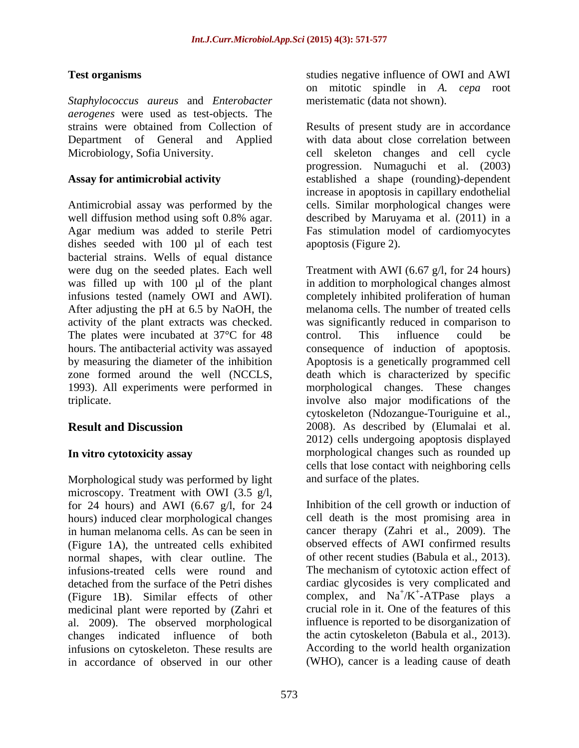### Test organisms

*Staphylococcus aureus* and *Enterobacter aerogenes* were used as test-objects. The strains were obtained from Collection of Department of General and Applied Microbiology, Sofia University.

### Assay for antimicrobial activity

Antimicrobial assay was performed by the well diffusion method using soft 0.8% agar. Agar medium was added to sterile Petri dishes seeded with 100 μl of each test bacterial strains. Wells of equal distance were dug on the seeded plates. Each well was filled up with 100 μl of the plant infusions tested (namely OWI and AWI). After adjusting the pH at 6.5 by NaOH, the activity of the plant extracts was checked. The plates were incubated at 37°C for 48 hours. The antibacterial activity was assayed by measuring the diameter of the inhibition zone formed around the well (NCCLS, 1993). All experiments were performed in triplicate.

## Result and Discussion

### In vitro cytotoxicity assay

Morphological study was performed by light microscopy. Treatment with OWI (3.5 g/l, for 24 hours) and AWI (6.67 g/l, for 24 hours) induced clear morphological changes in human melanoma cells. As can be seen in (Figure 1A), the untreated cells exhibited normal shapes, with clear outline. The infusions-treated cells were round and detached from the surface of the Petri dishes (Figure 1B). Similar effects of other medicinal plant were reported by (Zahri et al. 2009). The observed morphological changes indicated influence of both infusions on cytoskeleton. These results are in accordance of observed in our other studies negative influence of OWI and AWI on mitotic spindle in *A. cepa* root meristematic (data not shown).

Results of present study are in accordance with data about close correlation between cell skeleton changes and cell cycle progression. Numaguchi et al. (2003) established a shape (rounding)-dependent increase in apoptosis in capillary endothelial cells. Similar morphological changes were described by Maruyama et al. (2011) in a Fas stimulation model of cardiomyocytes apoptosis (Figure 2).

Treatment with AWI (6.67 g/l, for 24 hours) in addition to morphological changes almost completely inhibited proliferation of human melanoma cells. The number of treated cells was significantly reduced in comparison to control. This influence could be consequence of induction of apoptosis. Apoptosis is a genetically programmed cell death which is characterized by specific morphological changes. These changes involve also major modifications of the cytoskeleton (Ndozangue-Touriguine et al., 2008). As described by (Elumalai et al. 2012) cells undergoing apoptosis displayed morphological changes such as rounded up cells that lose contact with neighboring cells and surface of the plates.

Inhibition of the cell growth or induction of cell death is the most promising area in cancer therapy (Zahri et al., 2009). The observed effects of AWI confirmed results of other recent studies (Babula et al., 2013). The mechanism of cytotoxic action effect of cardiac glycosides is very complicated and complex, and $Na^+/K^+$-ATPase plays a crucial role in it. One of the features of this influence is reported to be disorganization of the actin cytoskeleton (Babula et al., 2013). According to the world health organization (WHO), cancer is a leading cause of death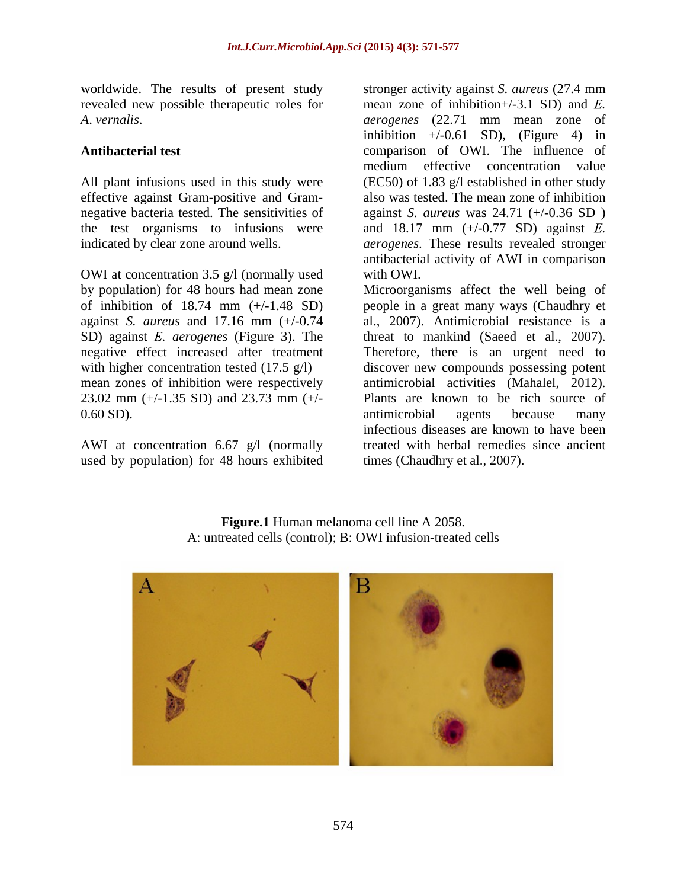worldwide. The results of present study revealed new possible therapeutic roles for *A. vernalis*.

## Antibacterial test

All plant infusions used in this study were effective against Gram-positive and Gram-negative bacteria tested. The sensitivities of the test organisms to infusions were indicated by clear zone around wells.

OWI at concentration 3.5 g/l (normally used by population) for 48 hours had mean zone of inhibition of 18.74 mm (+/-1.48 SD) against *S. aureus* and 17.16 mm (+/-0.74 SD) against *E. aerogenes* (Figure 3). The negative effect increased after treatment with higher concentration tested (17.5 g/l) – mean zones of inhibition were respectively 23.02 mm (+/-1.35 SD) and 23.73 mm (+/-0.60 SD).

AWI at concentration 6.67 g/l (normally used by population) for 48 hours exhibited stronger activity against *S. aureus* (27.4 mm mean zone of inhibition+/-3.1 SD) and *E. aerogenes* (22.71 mm mean zone of inhibition +/-0.61 SD), (Figure 4) in comparison of OWI. The influence of medium effective concentration value ($EC_{50}$) of 1.83 g/l established in other study also was tested. The mean zone of inhibition against *S. aureus* was 24.71 (+/-0.36 SD ) and 18.17 mm (+/-0.77 SD) against *E. aerogenes*. These results revealed stronger antibacterial activity of AWI in comparison with OWI.

Microorganisms affect the well being of people in a great many ways (Chaudhry et al., 2007). Antimicrobial resistance is a threat to mankind (Saeed et al., 2007). Therefore, there is an urgent need to discover new compounds possessing potent antimicrobial activities (Mahalel, 2012). Plants are known to be rich source of antimicrobial agents because many infectious diseases are known to have been treated with herbal remedies since ancient times (Chaudhry et al., 2007).

**Figure.1** Human melanoma cell line A 2058.
A: untreated cells (control); B: OWI infusion-treated cells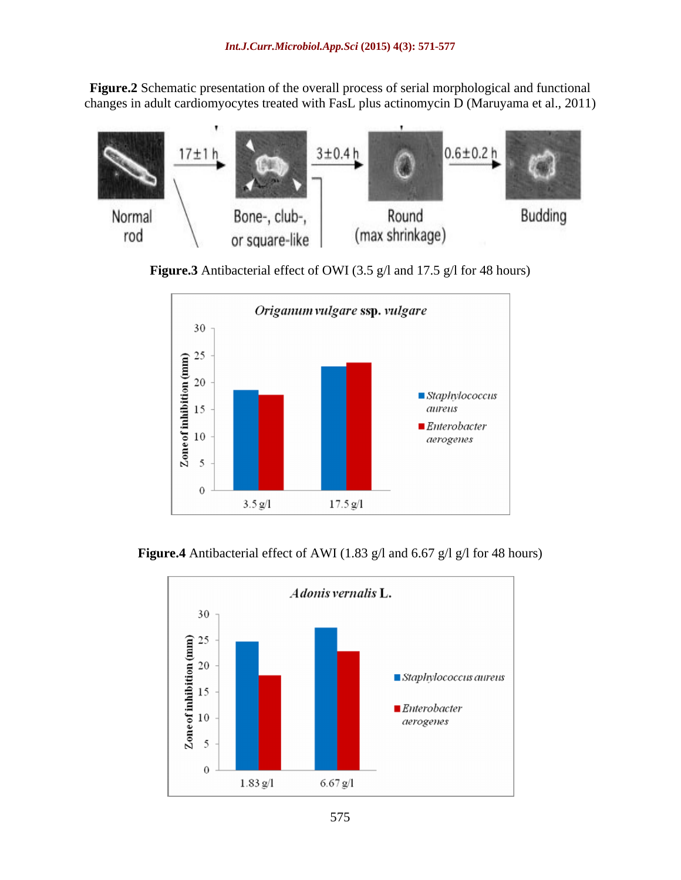**Figure.2** Schematic presentation of the overall process of serial morphological and functional changes in adult cardiomyocytes treated with FasL plus actinomycin D (Maruyama et al., 2011)

Normal rod → 17±1 h → Bone-, club-, or square-like → 3±0.4 h → Round (max shrinkage) → 0.6±0.2 h → Budding

**Figure.3** Antibacterial effect of OWI (3.5 g/l and 17.5 g/l for 48 hours)

*Origanum vulgare* ssp. *vulgare*

**Figure.4** Antibacterial effect of AWI (1.83 g/l and 6.67 g/l g/l for 48 hours)

*Adonis vernalis* L.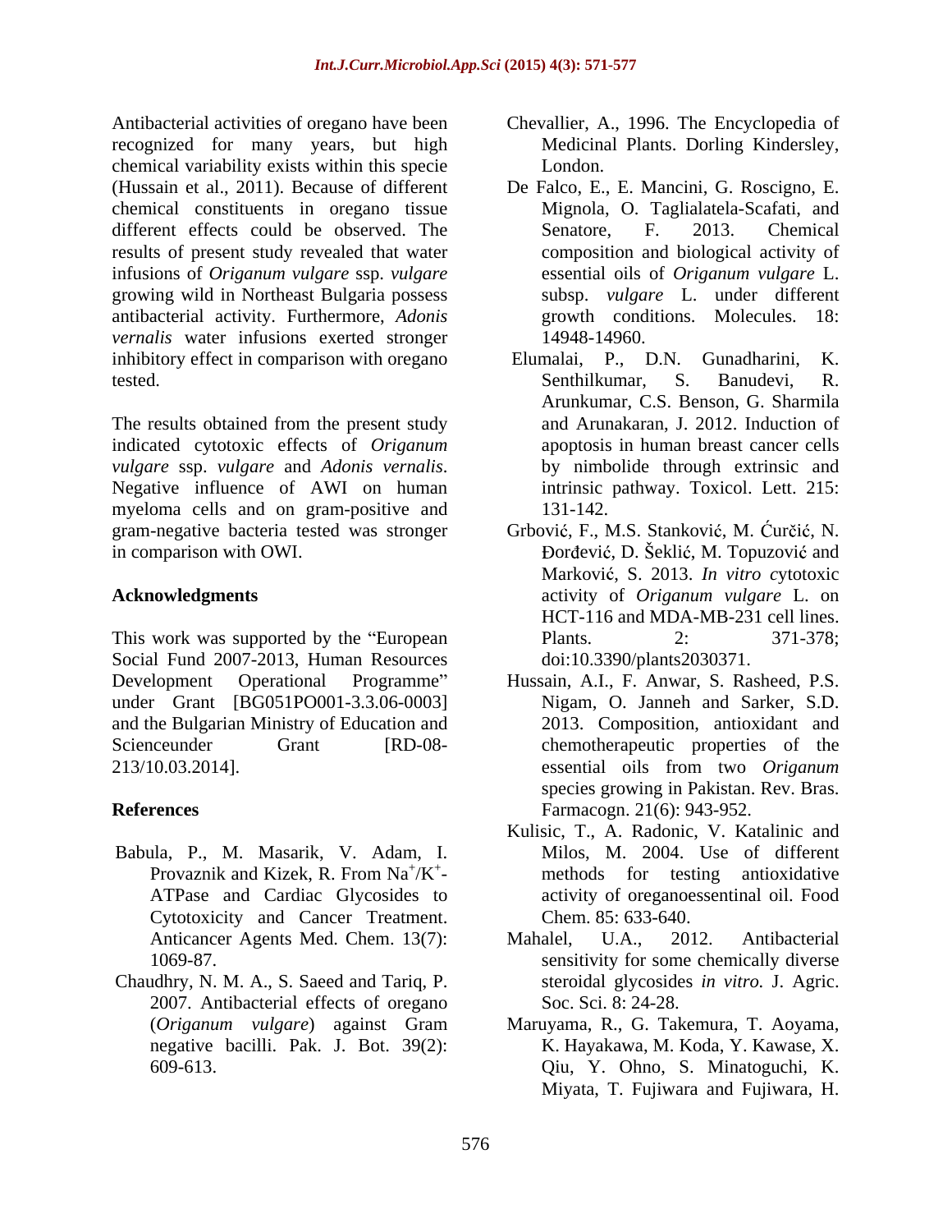Antibacterial activities of oregano have been recognized for many years, but high chemical variability exists within this specie (Hussain et al., 2011). Because of different chemical constituents in oregano tissue different effects could be observed. The results of present study revealed that water infusions of *Origanum vulgare* ssp. *vulgare* growing wild in Northeast Bulgaria possess antibacterial activity. Furthermore, *Adonis vernalis* water infusions exerted stronger inhibitory effect in comparison with oregano tested.

The results obtained from the present study indicated cytotoxic effects of *Origanum vulgare* ssp. *vulgare* and *Adonis vernalis*. Negative influence of AWI on human myeloma cells and on gram-positive and gram-negative bacteria tested was stronger in comparison with OWI.

## Acknowledgments

This work was supported by the "European Social Fund 2007-2013, Human Resources Development Operational Programme" under Grant [BG051PO001-3.3.06-0003] and the Bulgarian Ministry of Education and Scienceunder Grant [RD-08-213/10.03.2014].

## References

Babula, P., M. Masarik, V. Adam, I. Provaznik and Kizek, R. From $Na^+/K^+$-ATPase and Cardiac Glycosides to Cytotoxicity and Cancer Treatment. Anticancer Agents Med. Chem. 13(7): 1069-87.

Chaudhry, N. M. A., S. Saeed and Tariq, P. 2007. Antibacterial effects of oregano (*Origanum vulgare*) against Gram negative bacilli. Pak. J. Bot. 39(2): 609-613.

Chevallier, A., 1996. The Encyclopedia of Medicinal Plants. Dorling Kindersley, London.

De Falco, E., E. Mancini, G. Roscigno, E. Mignola, O. Taglialatela-Scafati, and Senatore, F. 2013. Chemical composition and biological activity of essential oils of *Origanum vulgare* L. subsp. *vulgare* L. under different growth conditions. Molecules. 18: 14948-14960.

Elumalai, P., D.N. Gunadharini, K. Senthilkumar, S. Banudevi, R. Arunkumar, C.S. Benson, G. Sharmila and Arunakaran, J. 2012. Induction of apoptosis in human breast cancer cells by nimbolide through extrinsic and intrinsic pathway. Toxicol. Lett. 215: 131-142.

Grbović, F., M.S. Stanković, M. Ćurčić, N. Đorđević, D. Šeklić, M. Topuzović and Marković, S. 2013. *In vitro c*ytotoxic activity of *Origanum vulgare* L. on HCT-116 and MDA-MB-231 cell lines. Plants. 2: 371-378; doi:10.3390/plants2030371.

Hussain, A.I., F. Anwar, S. Rasheed, P.S. Nigam, O. Janneh and Sarker, S.D. 2013. Composition, antioxidant and chemotherapeutic properties of the essential oils from two *Origanum* species growing in Pakistan. Rev. Bras. Farmacogn. 21(6): 943-952.

Kulisic, T., A. Radonic, V. Katalinic and Milos, M. 2004. Use of different methods for testing antioxidative activity of oreganoessentinal oil. Food Chem. 85: 633-640.

Mahalel, U.A., 2012. Antibacterial sensitivity for some chemically diverse steroidal glycosides *in vitro.* J. Agric. Soc. Sci. 8: 24-28.

Maruyama, R., G. Takemura, T. Aoyama, K. Hayakawa, M. Koda, Y. Kawase, X. Qiu, Y. Ohno, S. Minatoguchi, K. Miyata, T. Fujiwara and Fujiwara, H.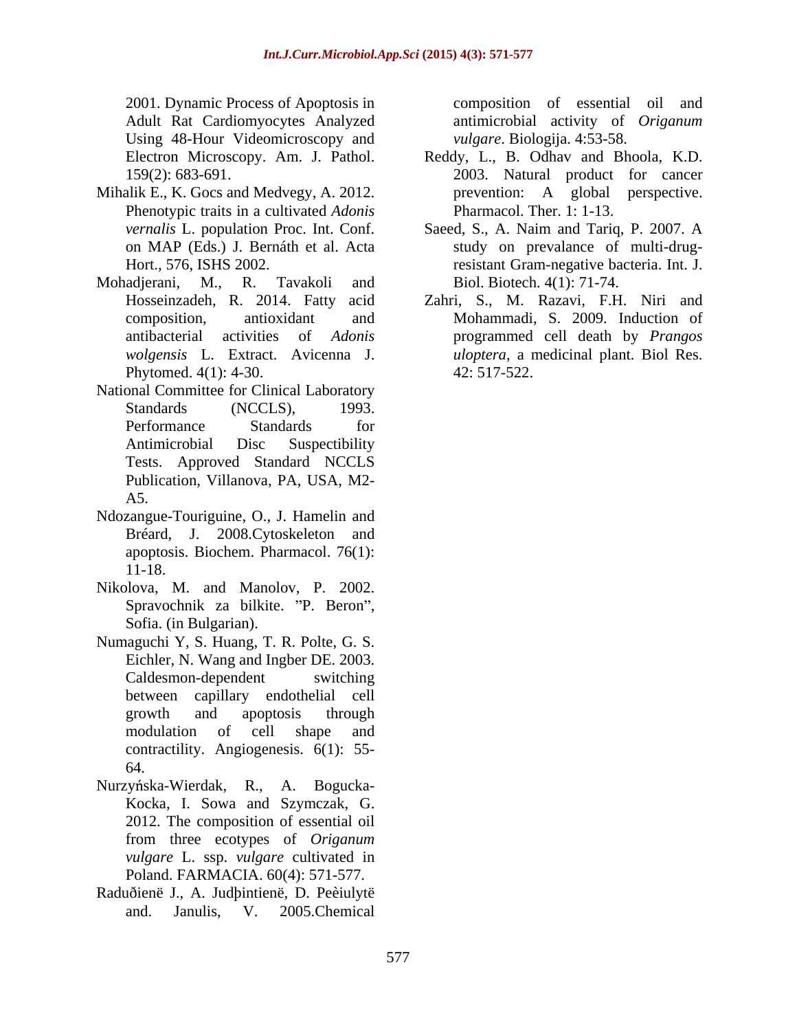2001. Dynamic Process of Apoptosis in Adult Rat Cardiomyocytes Analyzed Using 48-Hour Videomicroscopy and Electron Microscopy. Am. J. Pathol. 159(2): 683-691.

Mihalik E., K. Gocs and Medvegy, A. 2012. Phenotypic traits in a cultivated *Adonis vernalis* L. population Proc. Int. Conf. on MAP (Eds.) J. Bernáth et al. Acta Hort., 576, ISHS 2002.

Mohadjerani, M., R. Tavakoli and Hosseinzadeh, R. 2014. Fatty acid composition, antioxidant and antibacterial activities of *Adonis wolgensis* L. Extract. Avicenna J. Phytomed. 4(1): 4-30.

National Committee for Clinical Laboratory Standards (NCCLS), 1993. Performance Standards for Antimicrobial Disc Suspectibility Tests. Approved Standard NCCLS Publication, Villanova, PA, USA, M2-A5.

Ndozangue-Touriguine, O., J. Hamelin and Bréard, J. 2008.Cytoskeleton and apoptosis. Biochem. Pharmacol. 76(1): 11-18.

Nikolova, M. and Manolov, P. 2002. Spravochnik za bilkite. "P. Beron", Sofia. (in Bulgarian).

Numaguchi Y, S. Huang, T. R. Polte, G. S. Eichler, N. Wang and Ingber DE. 2003. Caldesmon-dependent switching between capillary endothelial cell growth and apoptosis through modulation of cell shape and contractility. Angiogenesis. 6(1): 55-64.

Nurzyńska-Wierdak, R., A. Bogucka-Kocka, I. Sowa and Szymczak, G. 2012. The composition of essential oil from three ecotypes of *Origanum vulgare* L. ssp. *vulgare* cultivated in Poland. FARMACIA. 60(4): 571-577.

Raduðienë J., A. Judþintienë, D. Peèiulytë and. Janulis, V. 2005.Chemical composition of essential oil and antimicrobial activity of *Origanum vulgare*. Biologija. 4:53-58.

Reddy, L., B. Odhav and Bhoola, K.D. 2003. Natural product for cancer prevention: A global perspective. Pharmacol. Ther. 1: 1-13.

Saeed, S., A. Naim and Tariq, P. 2007. A study on prevalance of multi-drug-resistant Gram-negative bacteria. Int. J. Biol. Biotech. 4(1): 71-74.

Zahri, S., M. Razavi, F.H. Niri and Mohammadi, S. 2009. Induction of programmed cell death by *Prangos uloptera*, a medicinal plant. Biol Res. 42: 517-522.